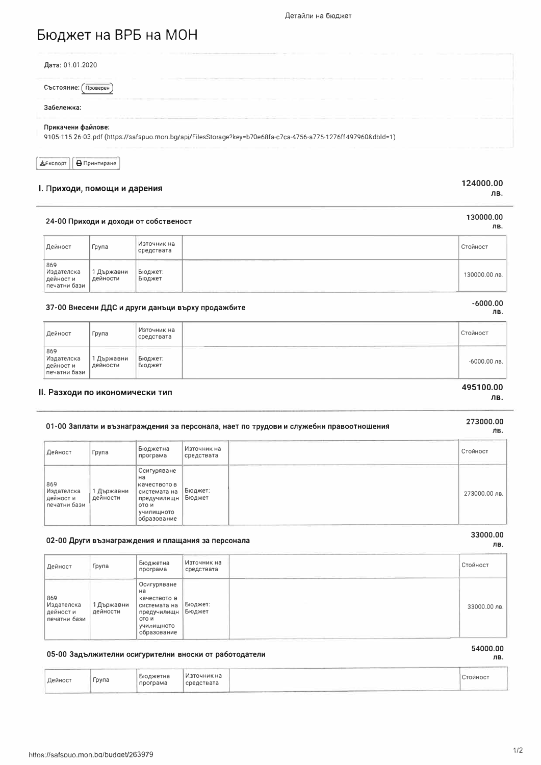# Бюджет на ВРБ на МОН

**Дата:** 01.01.2020

**Състояние:** Проверен

**Забележка:**

**Прикачени файлове:**
9105-115 26-03.pdf (https://safspuo.mon.bg/api/FilesStorage?key=b70e68fa-c7ca-4756-a775-1276ff497960&dbId=1)

Експорт | Принтиране

## I. Приходи, помощи и дарения — 124000.00 лв.

### 24-00 Приходи и доходи от собственост — 130000.00 лв.

| Дейност | Група | Източник на средствата | | Стойност |
|---|---|---|---|---|
| 869 Издателска дейност и печатни бази | 1 Държавни дейности | Бюджет: Бюджет | | 130000.00 лв. |

### 37-00 Внесени ДДС и други данъци върху продажбите — -6000.00 лв.

| Дейност | Група | Източник на средствата | | Стойност |
|---|---|---|---|---|
| 869 Издателска дейност и печатни бази | 1 Държавни дейности | Бюджет: Бюджет | | -6000.00 лв. |

## II. Разходи по икономически тип — 495100.00 лв.

### 01-00 Заплати и възнаграждения за персонала, нает по трудови и служебни правоотношения — 273000.00 лв.

| Дейност | Група | Бюджетна програма | Източник на средствата | | Стойност |
|---|---|---|---|---|---|
| 869 Издателска дейност и печатни бази | 1 Държавни дейности | Осигуряване на качеството в системата на предучилищното и училищното образование | Бюджет: Бюджет | | 273000.00 лв. |

### 02-00 Други възнаграждения и плащания за персонала — 33000.00 лв.

| Дейност | Група | Бюджетна програма | Източник на средствата | | Стойност |
|---|---|---|---|---|---|
| 869 Издателска дейност и печатни бази | 1 Държавни дейности | Осигуряване на качеството в системата на предучилищното и училищното образование | Бюджет: Бюджет | | 33000.00 лв. |

### 05-00 Задължителни осигурителни вноски от работодатели — 54000.00 лв.

| Дейност | Група | Бюджетна програма | Източник на средствата | | Стойност |
|---|---|---|---|---|---|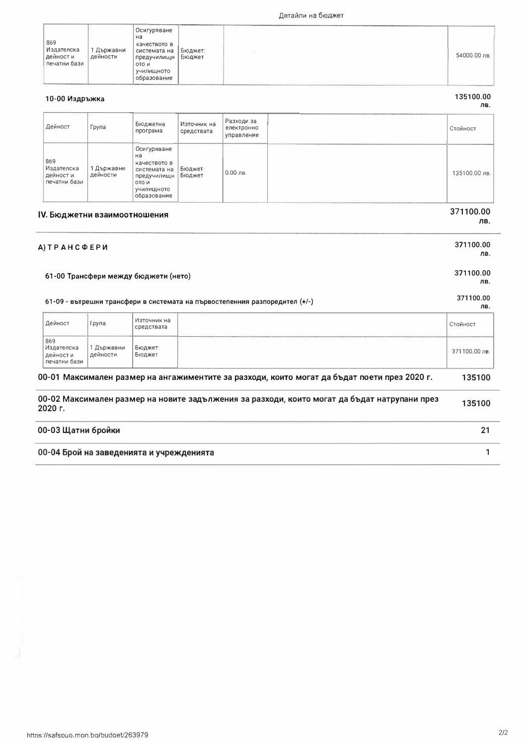| | | | | | |
|---|---|---|---|---|---|
| 869 Издателска дейност и печатни бази | 1 Държавни дейности | Осигуряване на качеството в системата на предучилищното и училищното образование | Бюджет: Бюджет | | 54000.00 лв. |

**10-00 Издръжка** — 135100.00 лв.

| Дейност | Група | Бюджетна програма | Източник на средствата | Разходи за електронно управление | | Стойност |
|---|---|---|---|---|---|---|
| 869 Издателска дейност и печатни бази | 1 Държавни дейности | Осигуряване на качеството в системата на предучилищното и училищното образование | Бюджет: Бюджет | 0.00 лв. | | 135100.00 лв. |

## IV. Бюджетни взаимоотношения — 371100.00 лв.

### А) Т Р А Н С Ф Е Р И — 371100.00 лв.

**61-00 Трансфери между бюджети (нето)** — 371100.00 лв.

**61-09 - вътрешни трансфери в системата на първостепенния разпоредител (+/-)** — 371100.00 лв.

| Дейност | Група | Източник на средствата | | Стойност |
|---|---|---|---|---|
| 869 Издателска дейност и печатни бази | 1 Държавни дейности | Бюджет: Бюджет | | 371100.00 лв. |

**00-01 Максимален размер на ангажиментите за разходи, които могат да бъдат поети през 2020 г.** — 135100

**00-02 Максимален размер на новите задължения за разходи, които могат да бъдат натрупани през 2020 г.** — 135100

**00-03 Щатни бройки** — 21

**00-04 Брой на заведенията и учрежденията** — 1